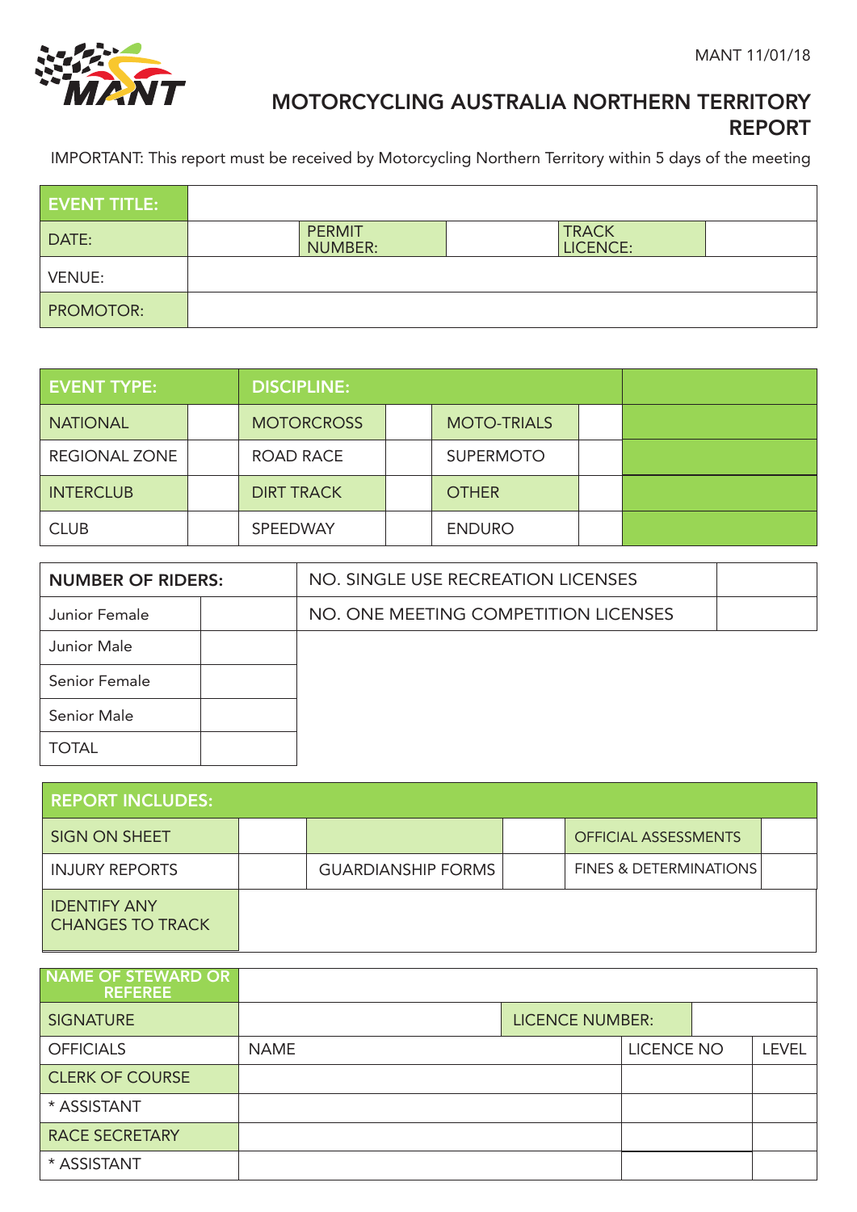MANT 11/01/18

# MOTORCYCLING AUSTRALIA NORTHERN TERRITORY REPORT

IMPORTANT: This report must be received by Motorcycling Northern Territory within 5 days of the meeting

| EVENT TITLE: | | | | | |
|---|---|---|---|---|---|
| DATE: | | PERMIT NUMBER: | | TRACK LICENCE: | |
| VENUE: | | | | | |
| PROMOTOR: | | | | | |

| EVENT TYPE: | | DISCIPLINE: | | | | |
|---|---|---|---|---|---|---|
| NATIONAL | | MOTORCROSS | | MOTO-TRIALS | | |
| REGIONAL ZONE | | ROAD RACE | | SUPERMOTO | | |
| INTERCLUB | | DIRT TRACK | | OTHER | | |
| CLUB | | SPEEDWAY | | ENDURO | | |

| NUMBER OF RIDERS: | | NO. SINGLE USE RECREATION LICENSES | |
|---|---|---|---|
| Junior Female | | NO. ONE MEETING COMPETITION LICENSES | |
| Junior Male | | | |
| Senior Female | | | |
| Senior Male | | | |
| TOTAL | | | |

| REPORT INCLUDES: | | | | | |
|---|---|---|---|---|---|
| SIGN ON SHEET | | | | OFFICIAL ASSESSMENTS | |
| INJURY REPORTS | | GUARDIANSHIP FORMS | | FINES & DETERMINATIONS | |
| IDENTIFY ANY CHANGES TO TRACK | | | | | |

| NAME OF STEWARD OR REFEREE | | | |
|---|---|---|---|
| SIGNATURE | | LICENCE NUMBER: | |

| OFFICIALS | NAME | LICENCE NO | LEVEL |
|---|---|---|---|
| CLERK OF COURSE | | | |
| * ASSISTANT | | | |
| RACE SECRETARY | | | |
| * ASSISTANT | | | |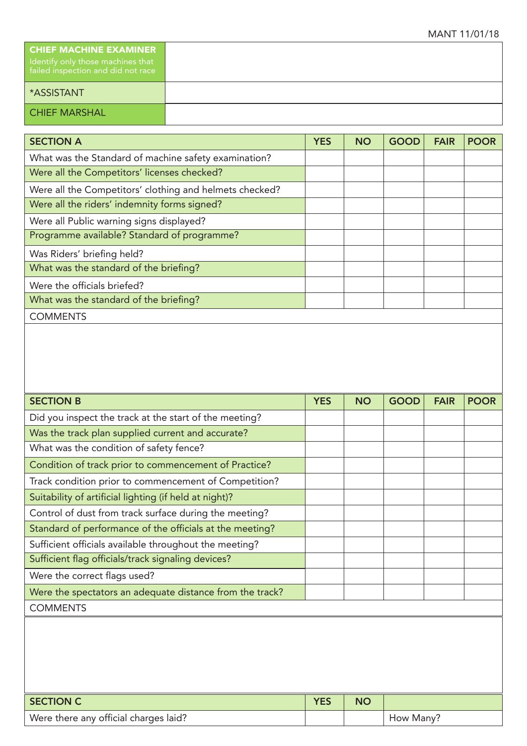MANT 11/01/18

| CHIEF MACHINE EXAMINER Identify only those machines that failed inspection and did not race | |
|---|---|
| *ASSISTANT | |
| CHIEF MARSHAL | |

| SECTION A | YES | NO | GOOD | FAIR | POOR |
|---|---|---|---|---|---|
| What was the Standard of machine safety examination? | | | | | |
| Were all the Competitors' licenses checked? | | | | | |
| Were all the Competitors' clothing and helmets checked? | | | | | |
| Were all the riders' indemnity forms signed? | | | | | |
| Were all Public warning signs displayed? | | | | | |
| Programme available? Standard of programme? | | | | | |
| Was Riders' briefing held? | | | | | |
| What was the standard of the briefing? | | | | | |
| Were the officials briefed? | | | | | |
| What was the standard of the briefing? | | | | | |
| COMMENTS | | | | | |

| SECTION B | YES | NO | GOOD | FAIR | POOR |
|---|---|---|---|---|---|
| Did you inspect the track at the start of the meeting? | | | | | |
| Was the track plan supplied current and accurate? | | | | | |
| What was the condition of safety fence? | | | | | |
| Condition of track prior to commencement of Practice? | | | | | |
| Track condition prior to commencement of Competition? | | | | | |
| Suitability of artificial lighting (if held at night)? | | | | | |
| Control of dust from track surface during the meeting? | | | | | |
| Standard of performance of the officials at the meeting? | | | | | |
| Sufficient officials available throughout the meeting? | | | | | |
| Sufficient flag officials/track signaling devices? | | | | | |
| Were the correct flags used? | | | | | |
| Were the spectators an adequate distance from the track? | | | | | |
| COMMENTS | | | | | |

| SECTION C | YES | NO | |
|---|---|---|---|
| Were there any official charges laid? | | | How Many? |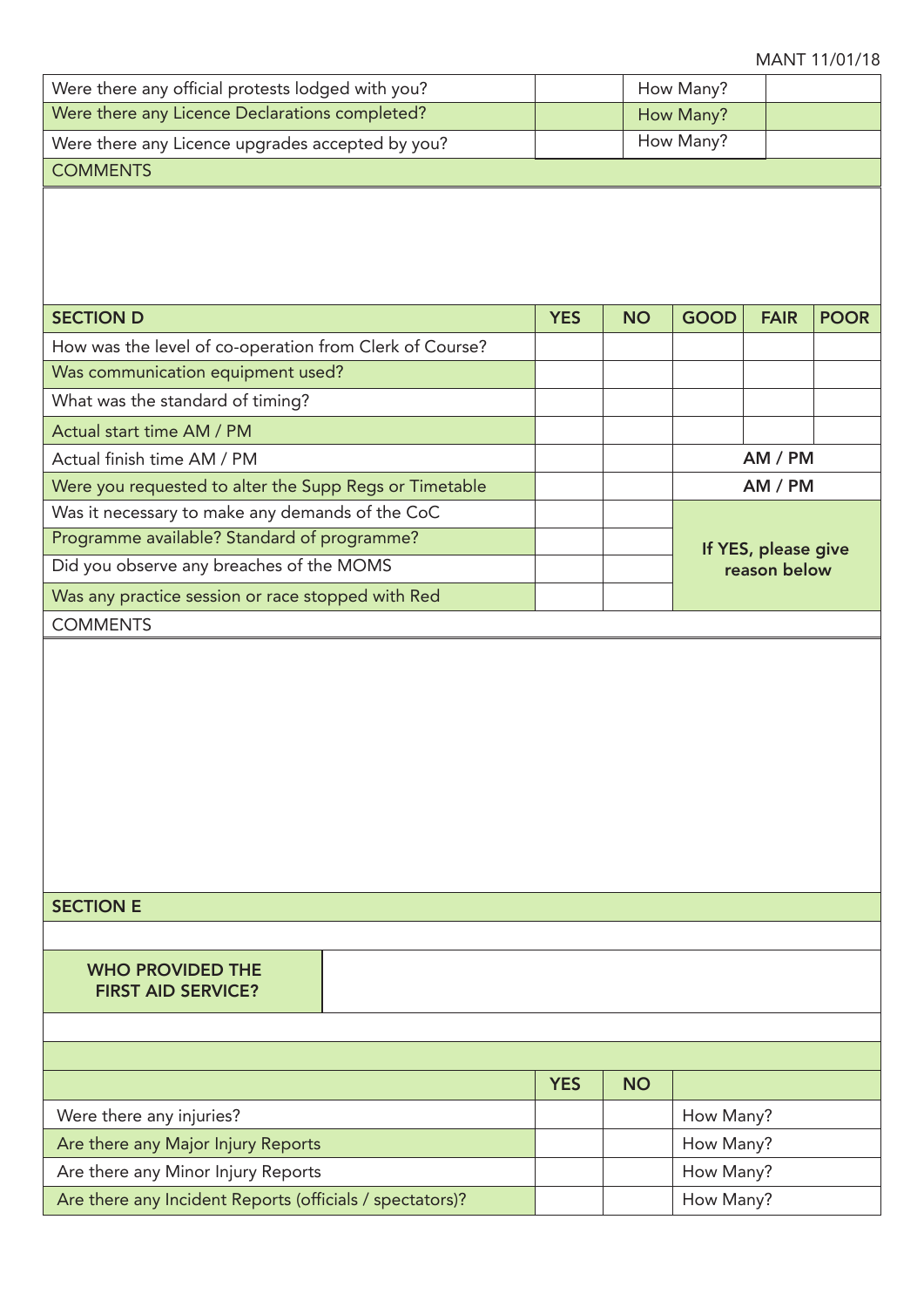| Were there any official protests lodged with you? | | How Many? | |
|---|---|---|---|
| Were there any Licence Declarations completed? | | How Many? | |
| Were there any Licence upgrades accepted by you? | | How Many? | |

COMMENTS

| **SECTION D** | **YES** | **NO** | **GOOD** | **FAIR** | **POOR** |
|---|---|---|---|---|---|
| How was the level of co-operation from Clerk of Course? | | | | | |
| Was communication equipment used? | | | | | |
| What was the standard of timing? | | | | | |
| Actual start time AM / PM | | | | | |
| Actual finish time AM / PM | | | **AM / PM** | | |
| Were you requested to alter the Supp Regs or Timetable | | | **AM / PM** | | |
| Was it necessary to make any demands of the CoC | | | **If YES, please give reason below** | | |
| Programme available? Standard of programme? | | | | | |
| Did you observe any breaches of the MOMS | | | | | |
| Was any practice session or race stopped with Red | | | | | |

COMMENTS

**SECTION E**

| **WHO PROVIDED THE FIRST AID SERVICE?** | |
|---|---|

| | **YES** | **NO** | |
|---|---|---|---|
| Were there any injuries? | | | How Many? |
| Are there any Major Injury Reports | | | How Many? |
| Are there any Minor Injury Reports | | | How Many? |
| Are there any Incident Reports (officials / spectators)? | | | How Many? |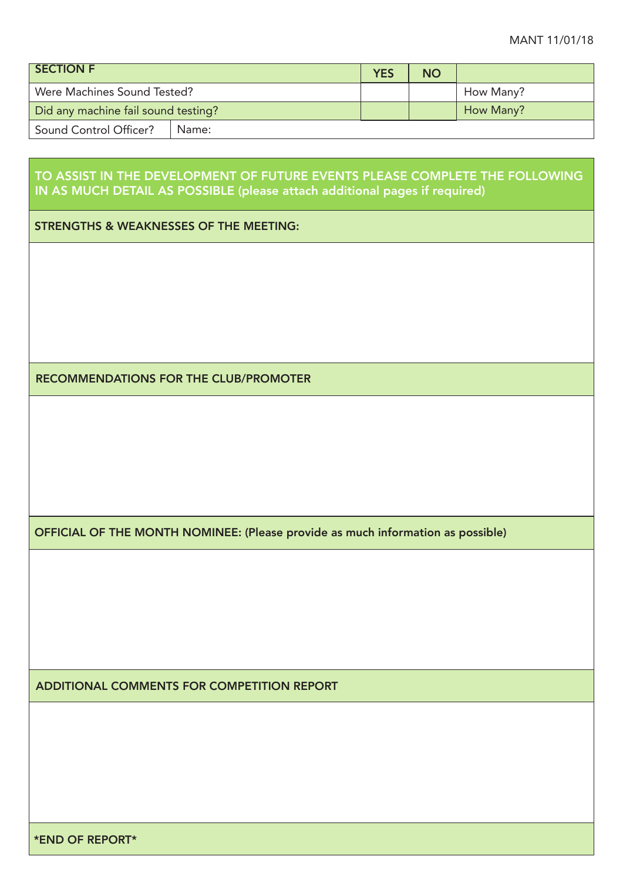| SECTION F | | YES | NO | |
|---|---|---|---|---|
| Were Machines Sound Tested? | | | | How Many? |
| Did any machine fail sound testing? | | | | How Many? |
| Sound Control Officer? | Name: | | | |

**TO ASSIST IN THE DEVELOPMENT OF FUTURE EVENTS PLEASE COMPLETE THE FOLLOWING IN AS MUCH DETAIL AS POSSIBLE (please attach additional pages if required)**

**STRENGTHS & WEAKNESSES OF THE MEETING:**

**RECOMMENDATIONS FOR THE CLUB/PROMOTER**

**OFFICIAL OF THE MONTH NOMINEE: (Please provide as much information as possible)**

**ADDITIONAL COMMENTS FOR COMPETITION REPORT**

**\*END OF REPORT\***